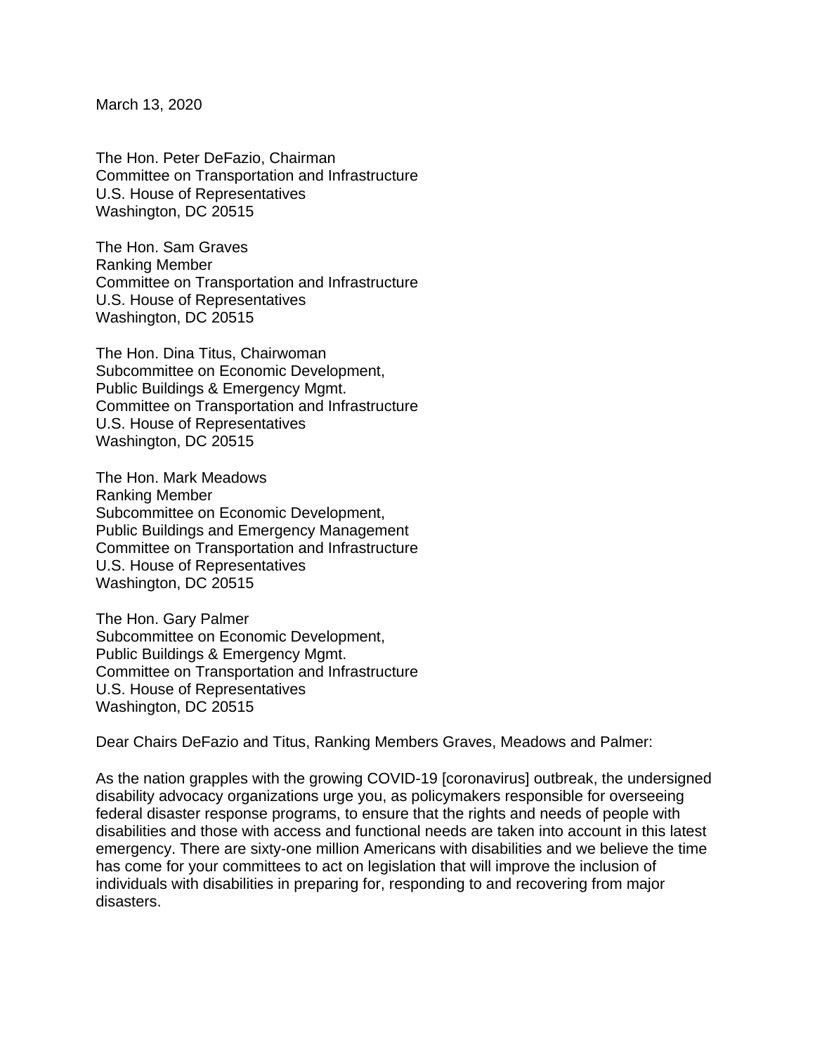March 13, 2020

The Hon. Peter DeFazio, Chairman
Committee on Transportation and Infrastructure
U.S. House of Representatives
Washington, DC 20515

The Hon. Sam Graves
Ranking Member
Committee on Transportation and Infrastructure
U.S. House of Representatives
Washington, DC 20515

The Hon. Dina Titus, Chairwoman
Subcommittee on Economic Development,
Public Buildings & Emergency Mgmt.
Committee on Transportation and Infrastructure
U.S. House of Representatives
Washington, DC 20515

The Hon. Mark Meadows
Ranking Member
Subcommittee on Economic Development,
Public Buildings and Emergency Management
Committee on Transportation and Infrastructure
U.S. House of Representatives
Washington, DC 20515

The Hon. Gary Palmer
Subcommittee on Economic Development,
Public Buildings & Emergency Mgmt.
Committee on Transportation and Infrastructure
U.S. House of Representatives
Washington, DC 20515

Dear Chairs DeFazio and Titus, Ranking Members Graves, Meadows and Palmer:

As the nation grapples with the growing COVID-19 [coronavirus] outbreak, the undersigned disability advocacy organizations urge you, as policymakers responsible for overseeing federal disaster response programs, to ensure that the rights and needs of people with disabilities and those with access and functional needs are taken into account in this latest emergency. There are sixty-one million Americans with disabilities and we believe the time has come for your committees to act on legislation that will improve the inclusion of individuals with disabilities in preparing for, responding to and recovering from major disasters.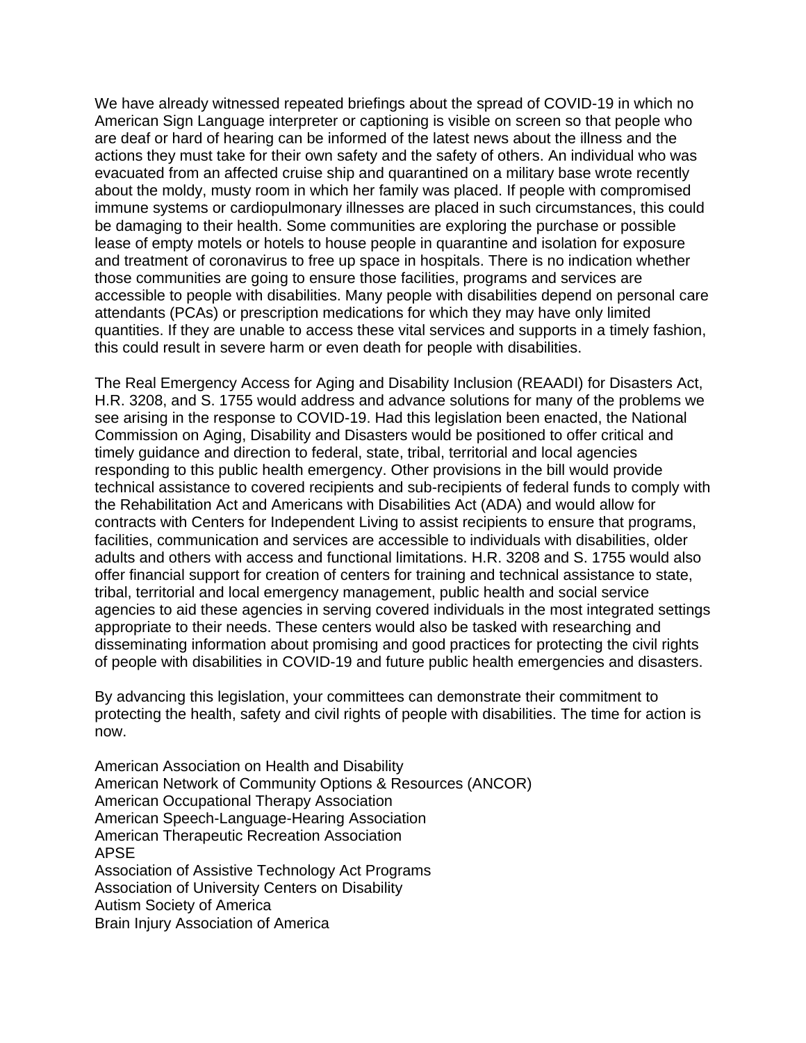We have already witnessed repeated briefings about the spread of COVID-19 in which no American Sign Language interpreter or captioning is visible on screen so that people who are deaf or hard of hearing can be informed of the latest news about the illness and the actions they must take for their own safety and the safety of others. An individual who was evacuated from an affected cruise ship and quarantined on a military base wrote recently about the moldy, musty room in which her family was placed. If people with compromised immune systems or cardiopulmonary illnesses are placed in such circumstances, this could be damaging to their health. Some communities are exploring the purchase or possible lease of empty motels or hotels to house people in quarantine and isolation for exposure and treatment of coronavirus to free up space in hospitals. There is no indication whether those communities are going to ensure those facilities, programs and services are accessible to people with disabilities. Many people with disabilities depend on personal care attendants (PCAs) or prescription medications for which they may have only limited quantities. If they are unable to access these vital services and supports in a timely fashion, this could result in severe harm or even death for people with disabilities.

The Real Emergency Access for Aging and Disability Inclusion (REAADI) for Disasters Act, H.R. 3208, and S. 1755 would address and advance solutions for many of the problems we see arising in the response to COVID-19. Had this legislation been enacted, the National Commission on Aging, Disability and Disasters would be positioned to offer critical and timely guidance and direction to federal, state, tribal, territorial and local agencies responding to this public health emergency. Other provisions in the bill would provide technical assistance to covered recipients and sub-recipients of federal funds to comply with the Rehabilitation Act and Americans with Disabilities Act (ADA) and would allow for contracts with Centers for Independent Living to assist recipients to ensure that programs, facilities, communication and services are accessible to individuals with disabilities, older adults and others with access and functional limitations. H.R. 3208 and S. 1755 would also offer financial support for creation of centers for training and technical assistance to state, tribal, territorial and local emergency management, public health and social service agencies to aid these agencies in serving covered individuals in the most integrated settings appropriate to their needs. These centers would also be tasked with researching and disseminating information about promising and good practices for protecting the civil rights of people with disabilities in COVID-19 and future public health emergencies and disasters.

By advancing this legislation, your committees can demonstrate their commitment to protecting the health, safety and civil rights of people with disabilities. The time for action is now.

American Association on Health and Disability
American Network of Community Options & Resources (ANCOR)
American Occupational Therapy Association
American Speech-Language-Hearing Association
American Therapeutic Recreation Association
APSE
Association of Assistive Technology Act Programs
Association of University Centers on Disability
Autism Society of America
Brain Injury Association of America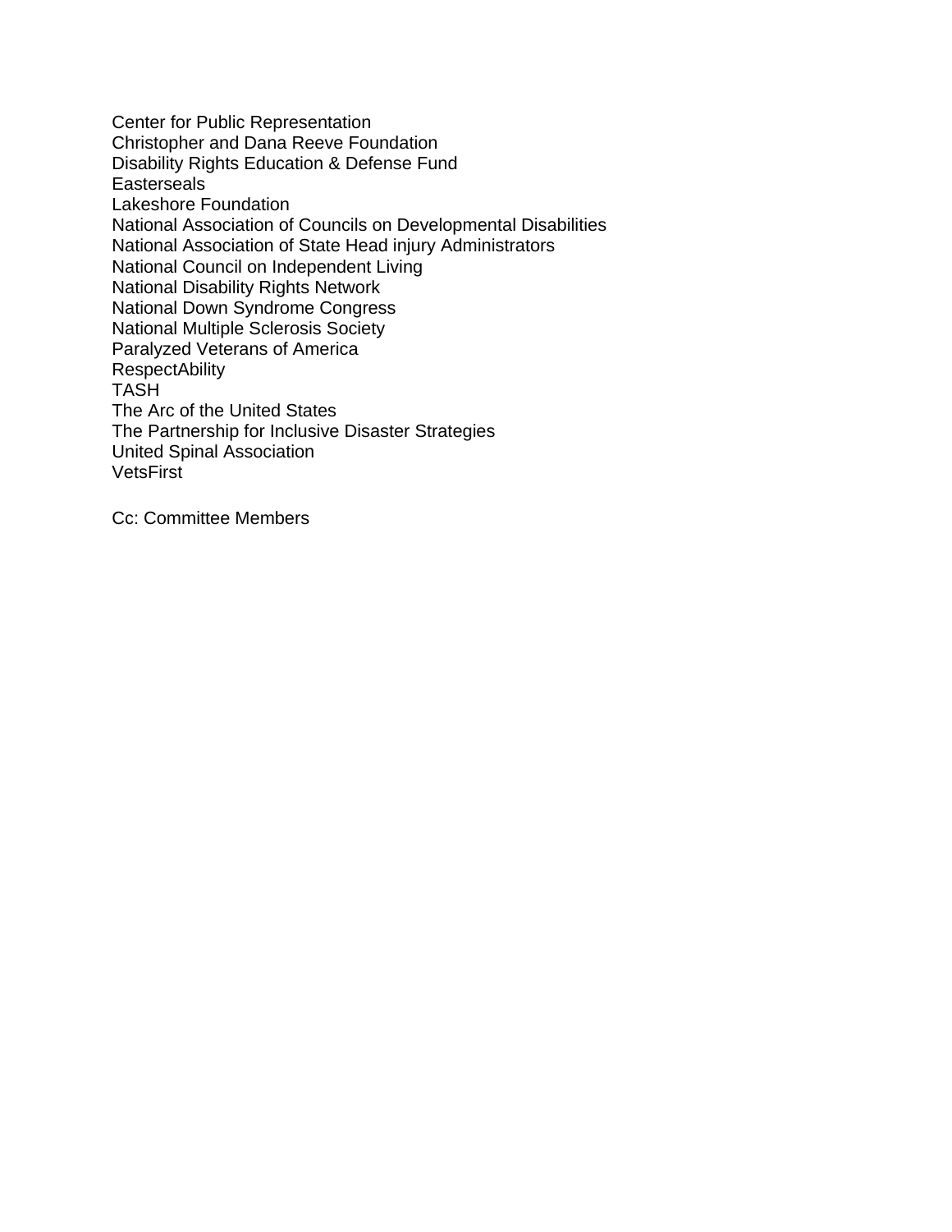Center for Public Representation
Christopher and Dana Reeve Foundation
Disability Rights Education & Defense Fund
Easterseals
Lakeshore Foundation
National Association of Councils on Developmental Disabilities
National Association of State Head injury Administrators
National Council on Independent Living
National Disability Rights Network
National Down Syndrome Congress
National Multiple Sclerosis Society
Paralyzed Veterans of America
RespectAbility
TASH
The Arc of the United States
The Partnership for Inclusive Disaster Strategies
United Spinal Association
VetsFirst

Cc: Committee Members